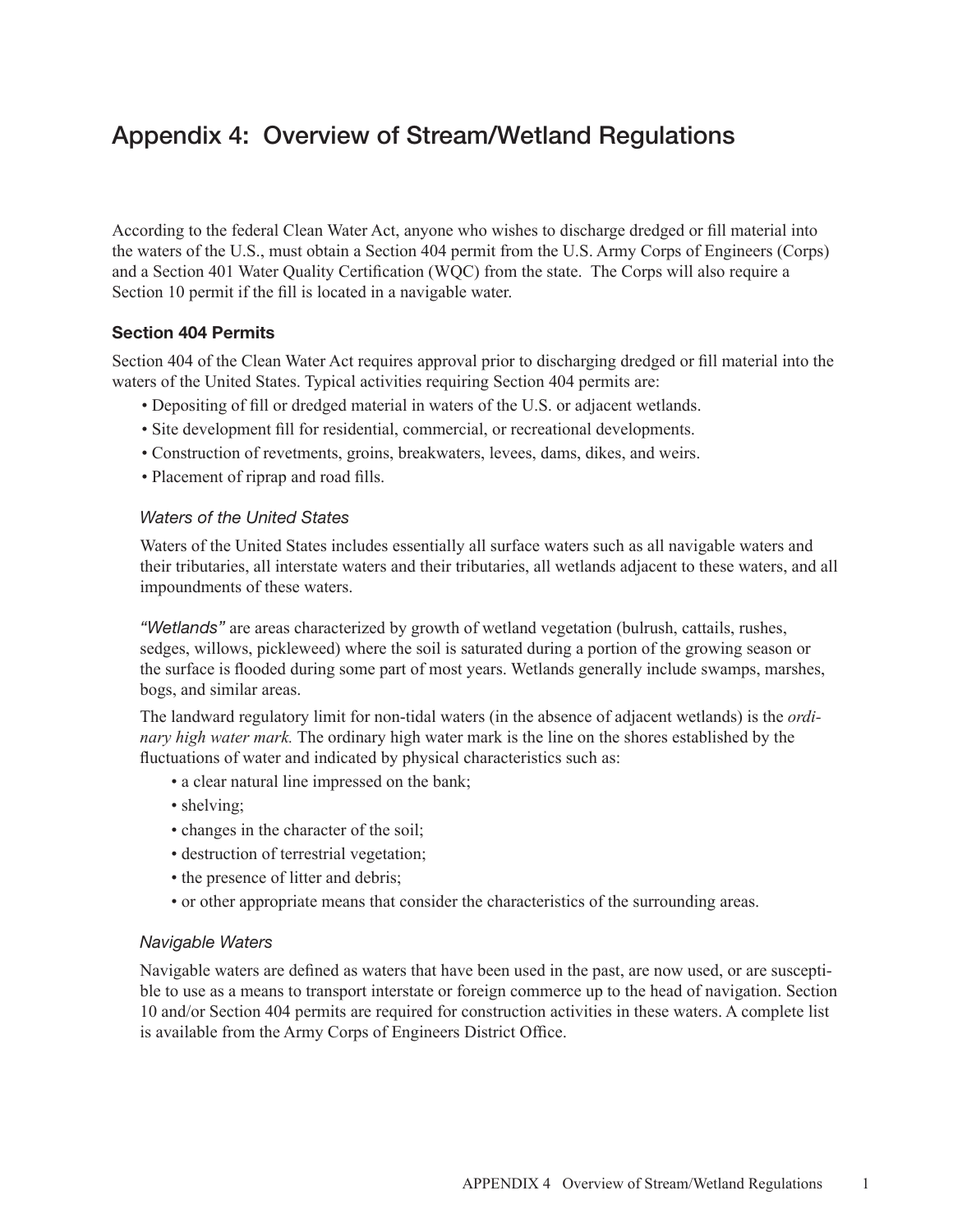# Appendix 4: Overview of Stream/Wetland Regulations

According to the federal Clean Water Act, anyone who wishes to discharge dredged or fill material into the waters of the U.S., must obtain a Section 404 permit from the U.S. Army Corps of Engineers (Corps) and a Section 401 Water Quality Certification (WQC) from the state. The Corps will also require a Section 10 permit if the fill is located in a navigable water.

## Section 404 Permits

Section 404 of the Clean Water Act requires approval prior to discharging dredged or fill material into the waters of the United States. Typical activities requiring Section 404 permits are:

- Depositing of fill or dredged material in waters of the U.S. or adjacent wetlands.
- Site development fill for residential, commercial, or recreational developments.
- Construction of revetments, groins, breakwaters, levees, dams, dikes, and weirs.
- Placement of riprap and road fills.

### *Waters of the United States*

Waters of the United States includes essentially all surface waters such as all navigable waters and their tributaries, all interstate waters and their tributaries, all wetlands adjacent to these waters, and all impoundments of these waters.

*"Wetlands"* are areas characterized by growth of wetland vegetation (bulrush, cattails, rushes, sedges, willows, pickleweed) where the soil is saturated during a portion of the growing season or the surface is flooded during some part of most years. Wetlands generally include swamps, marshes, bogs, and similar areas.

The landward regulatory limit for non-tidal waters (in the absence of adjacent wetlands) is the *ordinary high water mark.* The ordinary high water mark is the line on the shores established by the fluctuations of water and indicated by physical characteristics such as:

- a clear natural line impressed on the bank;
- shelving;
- changes in the character of the soil;
- destruction of terrestrial vegetation;
- the presence of litter and debris;
- or other appropriate means that consider the characteristics of the surrounding areas.

### *Navigable Waters*

Navigable waters are defined as waters that have been used in the past, are now used, or are susceptible to use as a means to transport interstate or foreign commerce up to the head of navigation. Section 10 and/or Section 404 permits are required for construction activities in these waters. A complete list is available from the Army Corps of Engineers District Office.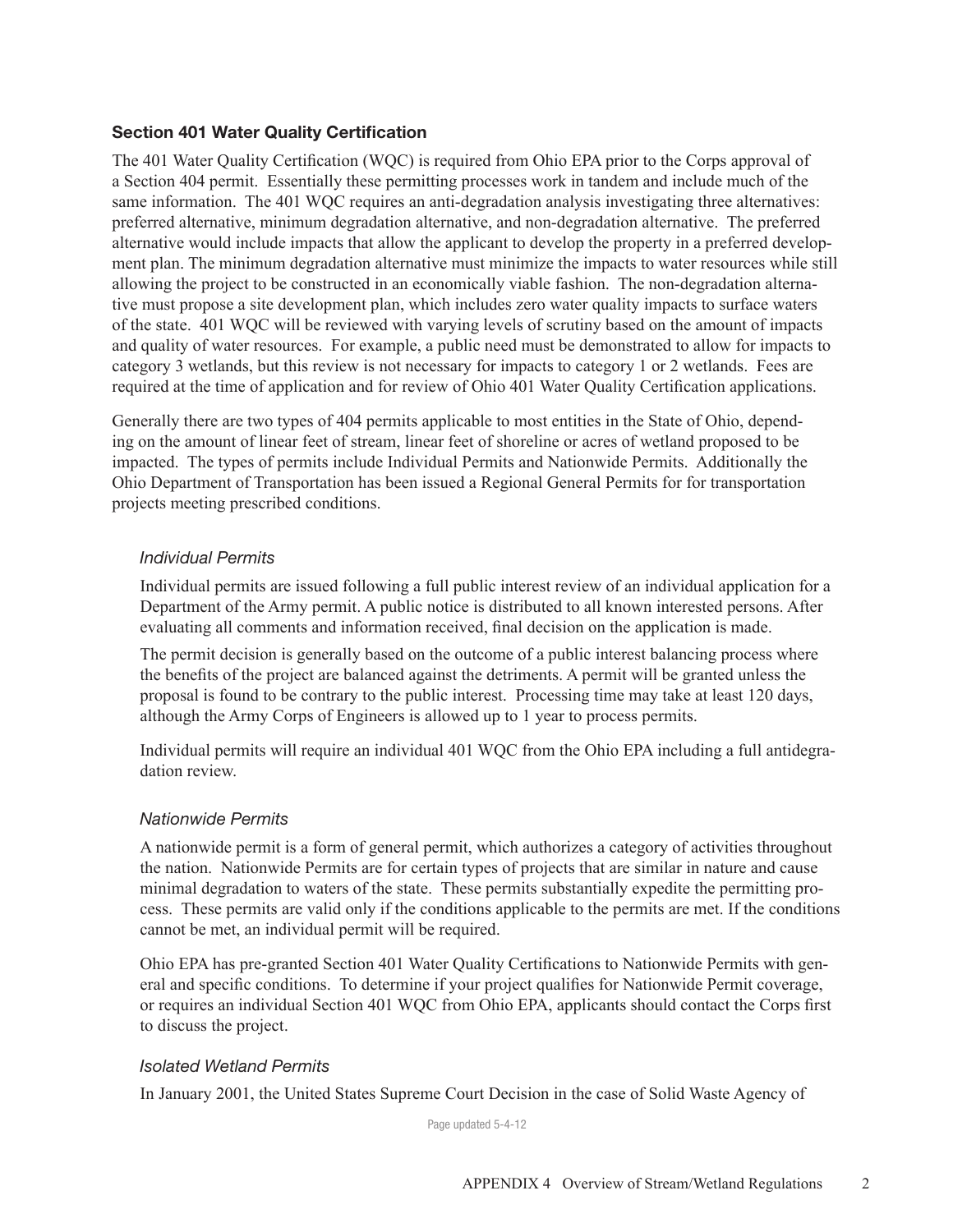### Section 401 Water Quality Certification

The 401 Water Quality Certification (WQC) is required from Ohio EPA prior to the Corps approval of a Section 404 permit. Essentially these permitting processes work in tandem and include much of the same information. The 401 WQC requires an anti-degradation analysis investigating three alternatives: preferred alternative, minimum degradation alternative, and non-degradation alternative. The preferred alternative would include impacts that allow the applicant to develop the property in a preferred development plan. The minimum degradation alternative must minimize the impacts to water resources while still allowing the project to be constructed in an economically viable fashion. The non-degradation alternative must propose a site development plan, which includes zero water quality impacts to surface waters of the state. 401 WQC will be reviewed with varying levels of scrutiny based on the amount of impacts and quality of water resources. For example, a public need must be demonstrated to allow for impacts to category 3 wetlands, but this review is not necessary for impacts to category 1 or 2 wetlands. Fees are required at the time of application and for review of Ohio 401 Water Quality Certification applications.

Generally there are two types of 404 permits applicable to most entities in the State of Ohio, depending on the amount of linear feet of stream, linear feet of shoreline or acres of wetland proposed to be impacted. The types of permits include Individual Permits and Nationwide Permits. Additionally the Ohio Department of Transportation has been issued a Regional General Permits for for transportation projects meeting prescribed conditions.

#### *Individual Permits*

Individual permits are issued following a full public interest review of an individual application for a Department of the Army permit. A public notice is distributed to all known interested persons. After evaluating all comments and information received, final decision on the application is made.

The permit decision is generally based on the outcome of a public interest balancing process where the benefits of the project are balanced against the detriments. A permit will be granted unless the proposal is found to be contrary to the public interest. Processing time may take at least 120 days, although the Army Corps of Engineers is allowed up to 1 year to process permits.

Individual permits will require an individual 401 WQC from the Ohio EPA including a full antidegradation review.

#### *Nationwide Permits*

A nationwide permit is a form of general permit, which authorizes a category of activities throughout the nation. Nationwide Permits are for certain types of projects that are similar in nature and cause minimal degradation to waters of the state. These permits substantially expedite the permitting process. These permits are valid only if the conditions applicable to the permits are met. If the conditions cannot be met, an individual permit will be required.

Ohio EPA has pre-granted Section 401 Water Quality Certifications to Nationwide Permits with general and specific conditions. To determine if your project qualifies for Nationwide Permit coverage, or requires an individual Section 401 WQC from Ohio EPA, applicants should contact the Corps first to discuss the project.

#### *Isolated Wetland Permits*

In January 2001, the United States Supreme Court Decision in the case of Solid Waste Agency of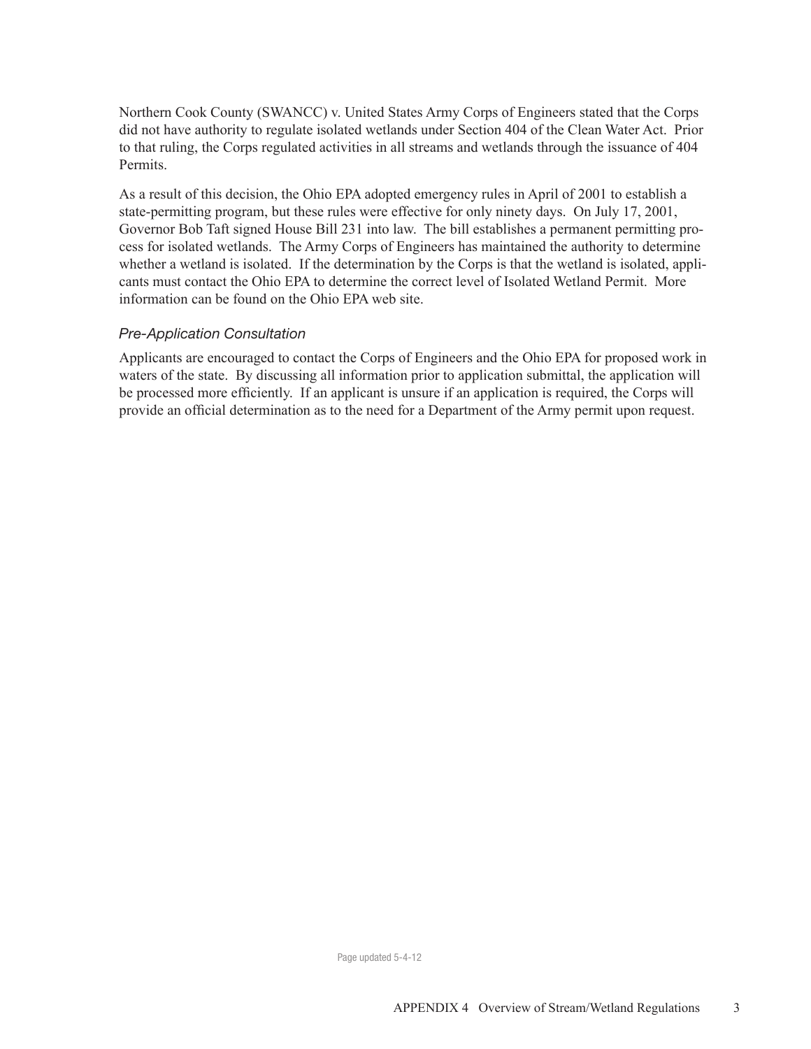Northern Cook County (SWANCC) v. United States Army Corps of Engineers stated that the Corps did not have authority to regulate isolated wetlands under Section 404 of the Clean Water Act. Prior to that ruling, the Corps regulated activities in all streams and wetlands through the issuance of 404 Permits.

As a result of this decision, the Ohio EPA adopted emergency rules in April of 2001 to establish a state-permitting program, but these rules were effective for only ninety days. On July 17, 2001, Governor Bob Taft signed House Bill 231 into law. The bill establishes a permanent permitting process for isolated wetlands. The Army Corps of Engineers has maintained the authority to determine whether a wetland is isolated. If the determination by the Corps is that the wetland is isolated, applicants must contact the Ohio EPA to determine the correct level of Isolated Wetland Permit. More information can be found on the Ohio EPA web site.

### *Pre-Application Consultation*

Applicants are encouraged to contact the Corps of Engineers and the Ohio EPA for proposed work in waters of the state. By discussing all information prior to application submittal, the application will be processed more efficiently. If an applicant is unsure if an application is required, the Corps will provide an official determination as to the need for a Department of the Army permit upon request.

Page updated 5-4-12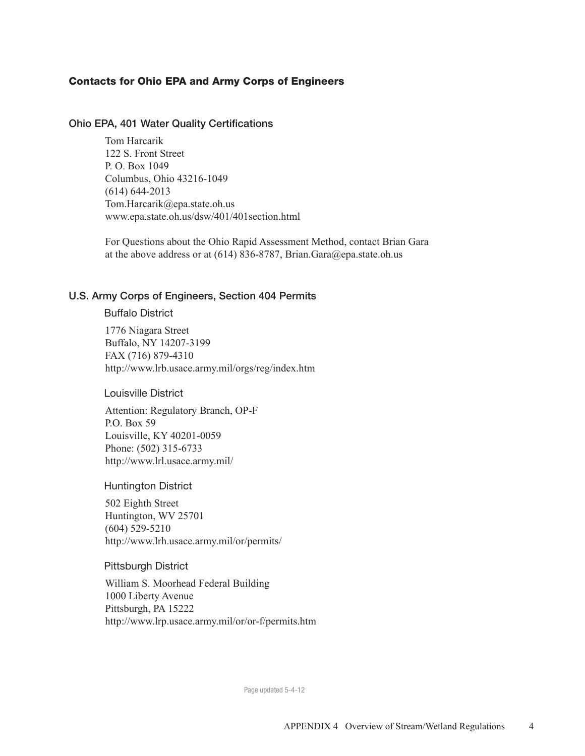## Contacts for Ohio EPA and Army Corps of Engineers

### Ohio EPA, 401 Water Quality Certifications

Tom Harcarik
122 S. Front Street
P. O. Box 1049
Columbus, Ohio 43216-1049
(614) 644-2013
Tom.Harcarik@epa.state.oh.us
www.epa.state.oh.us/dsw/401/401section.html

For Questions about the Ohio Rapid Assessment Method, contact Brian Gara at the above address or at (614) 836-8787, Brian.Gara@epa.state.oh.us

### U.S. Army Corps of Engineers, Section 404 Permits

#### Buffalo District

1776 Niagara Street
Buffalo, NY 14207-3199
FAX (716) 879-4310
http://www.lrb.usace.army.mil/orgs/reg/index.htm

#### Louisville District

Attention: Regulatory Branch, OP-F
P.O. Box 59
Louisville, KY 40201-0059
Phone: (502) 315-6733
http://www.lrl.usace.army.mil/

#### Huntington District

502 Eighth Street
Huntington, WV 25701
(604) 529-5210
http://www.lrh.usace.army.mil/or/permits/

#### Pittsburgh District

William S. Moorhead Federal Building
1000 Liberty Avenue
Pittsburgh, PA 15222
http://www.lrp.usace.army.mil/or/or-f/permits.htm

Page updated 5-4-12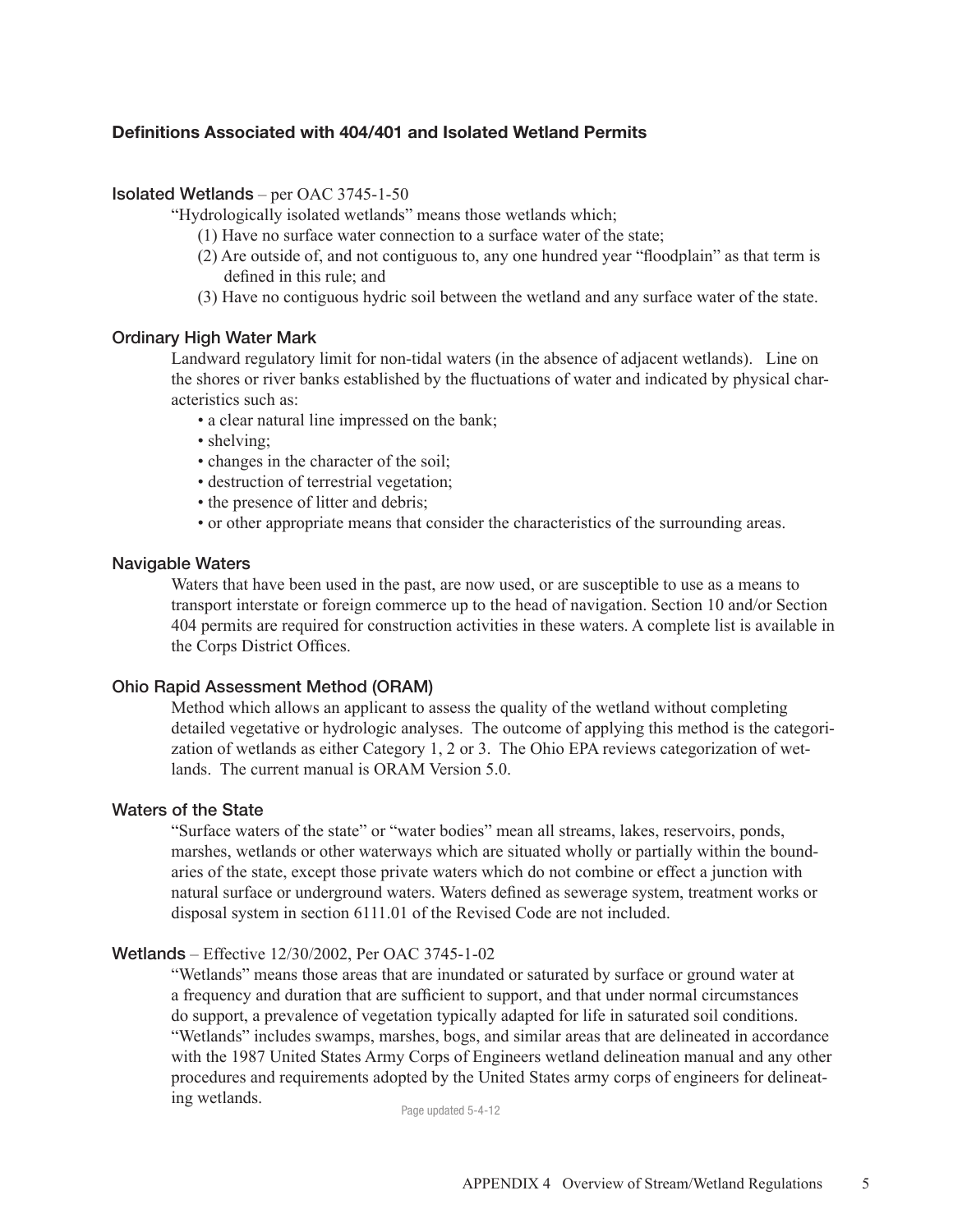## Definitions Associated with 404/401 and Isolated Wetland Permits

### Isolated Wetlands – per OAC 3745-1-50

"Hydrologically isolated wetlands" means those wetlands which;

(1) Have no surface water connection to a surface water of the state;

(2) Are outside of, and not contiguous to, any one hundred year "floodplain" as that term is defined in this rule; and

(3) Have no contiguous hydric soil between the wetland and any surface water of the state.

### Ordinary High Water Mark

Landward regulatory limit for non-tidal waters (in the absence of adjacent wetlands). Line on the shores or river banks established by the fluctuations of water and indicated by physical characteristics such as:

- a clear natural line impressed on the bank;
- shelving;
- changes in the character of the soil;
- destruction of terrestrial vegetation;
- the presence of litter and debris;
- or other appropriate means that consider the characteristics of the surrounding areas.

### Navigable Waters

Waters that have been used in the past, are now used, or are susceptible to use as a means to transport interstate or foreign commerce up to the head of navigation. Section 10 and/or Section 404 permits are required for construction activities in these waters. A complete list is available in the Corps District Offices.

### Ohio Rapid Assessment Method (ORAM)

Method which allows an applicant to assess the quality of the wetland without completing detailed vegetative or hydrologic analyses. The outcome of applying this method is the categorization of wetlands as either Category 1, 2 or 3. The Ohio EPA reviews categorization of wetlands. The current manual is ORAM Version 5.0.

### Waters of the State

"Surface waters of the state" or "water bodies" mean all streams, lakes, reservoirs, ponds, marshes, wetlands or other waterways which are situated wholly or partially within the boundaries of the state, except those private waters which do not combine or effect a junction with natural surface or underground waters. Waters defined as sewerage system, treatment works or disposal system in section 6111.01 of the Revised Code are not included.

### Wetlands – Effective 12/30/2002, Per OAC 3745-1-02

"Wetlands" means those areas that are inundated or saturated by surface or ground water at a frequency and duration that are sufficient to support, and that under normal circumstances do support, a prevalence of vegetation typically adapted for life in saturated soil conditions. "Wetlands" includes swamps, marshes, bogs, and similar areas that are delineated in accordance with the 1987 United States Army Corps of Engineers wetland delineation manual and any other procedures and requirements adopted by the United States army corps of engineers for delineating wetlands.

Page updated 5-4-12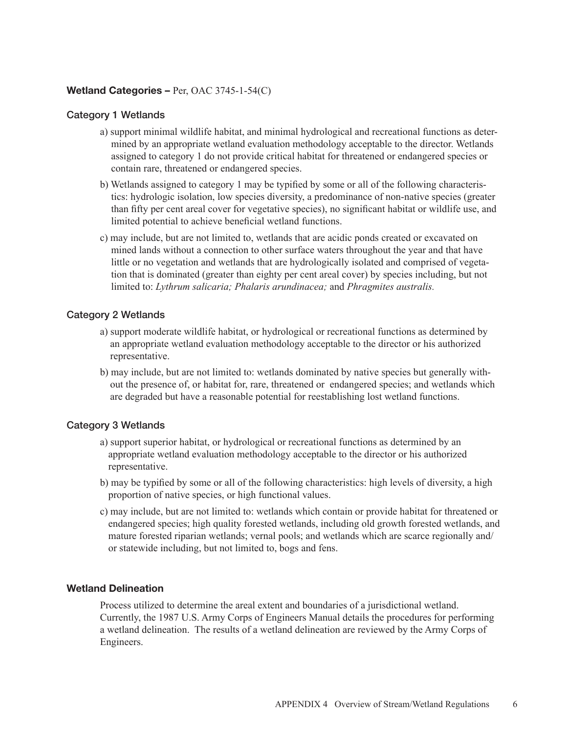## **Wetland Categories –** Per, OAC 3745-1-54(C)

### Category 1 Wetlands

a) support minimal wildlife habitat, and minimal hydrological and recreational functions as determined by an appropriate wetland evaluation methodology acceptable to the director. Wetlands assigned to category 1 do not provide critical habitat for threatened or endangered species or contain rare, threatened or endangered species.

b) Wetlands assigned to category 1 may be typified by some or all of the following characteristics: hydrologic isolation, low species diversity, a predominance of non-native species (greater than fifty per cent areal cover for vegetative species), no significant habitat or wildlife use, and limited potential to achieve beneficial wetland functions.

c) may include, but are not limited to, wetlands that are acidic ponds created or excavated on mined lands without a connection to other surface waters throughout the year and that have little or no vegetation and wetlands that are hydrologically isolated and comprised of vegetation that is dominated (greater than eighty per cent areal cover) by species including, but not limited to: *Lythrum salicaria; Phalaris arundinacea;* and *Phragmites australis.*

### Category 2 Wetlands

a) support moderate wildlife habitat, or hydrological or recreational functions as determined by an appropriate wetland evaluation methodology acceptable to the director or his authorized representative.

b) may include, but are not limited to: wetlands dominated by native species but generally without the presence of, or habitat for, rare, threatened or endangered species; and wetlands which are degraded but have a reasonable potential for reestablishing lost wetland functions.

### Category 3 Wetlands

a) support superior habitat, or hydrological or recreational functions as determined by an appropriate wetland evaluation methodology acceptable to the director or his authorized representative.

b) may be typified by some or all of the following characteristics: high levels of diversity, a high proportion of native species, or high functional values.

c) may include, but are not limited to: wetlands which contain or provide habitat for threatened or endangered species; high quality forested wetlands, including old growth forested wetlands, and mature forested riparian wetlands; vernal pools; and wetlands which are scarce regionally and/or statewide including, but not limited to, bogs and fens.

## **Wetland Delineation**

Process utilized to determine the areal extent and boundaries of a jurisdictional wetland. Currently, the 1987 U.S. Army Corps of Engineers Manual details the procedures for performing a wetland delineation. The results of a wetland delineation are reviewed by the Army Corps of Engineers.